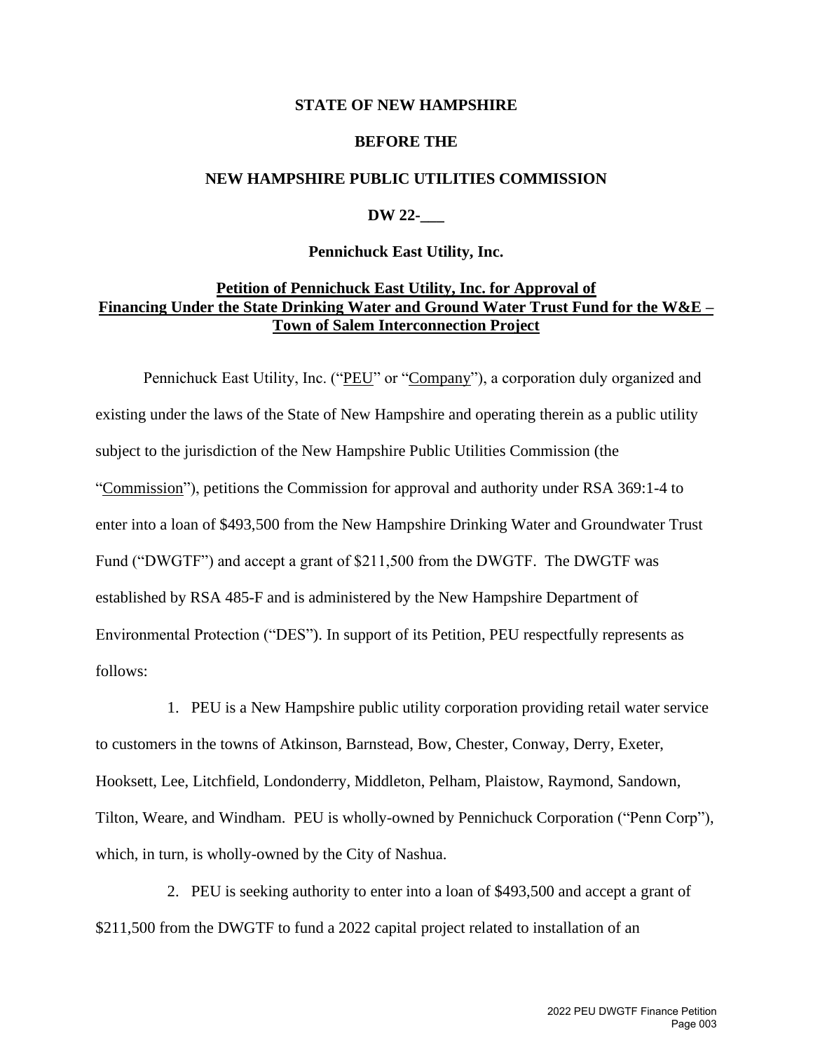**STATE OF NEW HAMPSHIRE**

**BEFORE THE**

**NEW HAMPSHIRE PUBLIC UTILITIES COMMISSION**

**DW 22-___**

**Pennichuck East Utility, Inc.**

**Petition of Pennichuck East Utility, Inc. for Approval of Financing Under the State Drinking Water and Ground Water Trust Fund for the W&E – Town of Salem Interconnection Project**

Pennichuck East Utility, Inc. ("PEU" or "Company"), a corporation duly organized and existing under the laws of the State of New Hampshire and operating therein as a public utility subject to the jurisdiction of the New Hampshire Public Utilities Commission (the "Commission"), petitions the Commission for approval and authority under RSA 369:1-4 to enter into a loan of $493,500 from the New Hampshire Drinking Water and Groundwater Trust Fund ("DWGTF") and accept a grant of $211,500 from the DWGTF. The DWGTF was established by RSA 485-F and is administered by the New Hampshire Department of Environmental Protection ("DES"). In support of its Petition, PEU respectfully represents as follows:

1. PEU is a New Hampshire public utility corporation providing retail water service to customers in the towns of Atkinson, Barnstead, Bow, Chester, Conway, Derry, Exeter, Hooksett, Lee, Litchfield, Londonderry, Middleton, Pelham, Plaistow, Raymond, Sandown, Tilton, Weare, and Windham. PEU is wholly-owned by Pennichuck Corporation ("Penn Corp"), which, in turn, is wholly-owned by the City of Nashua.

2. PEU is seeking authority to enter into a loan of $493,500 and accept a grant of $211,500 from the DWGTF to fund a 2022 capital project related to installation of an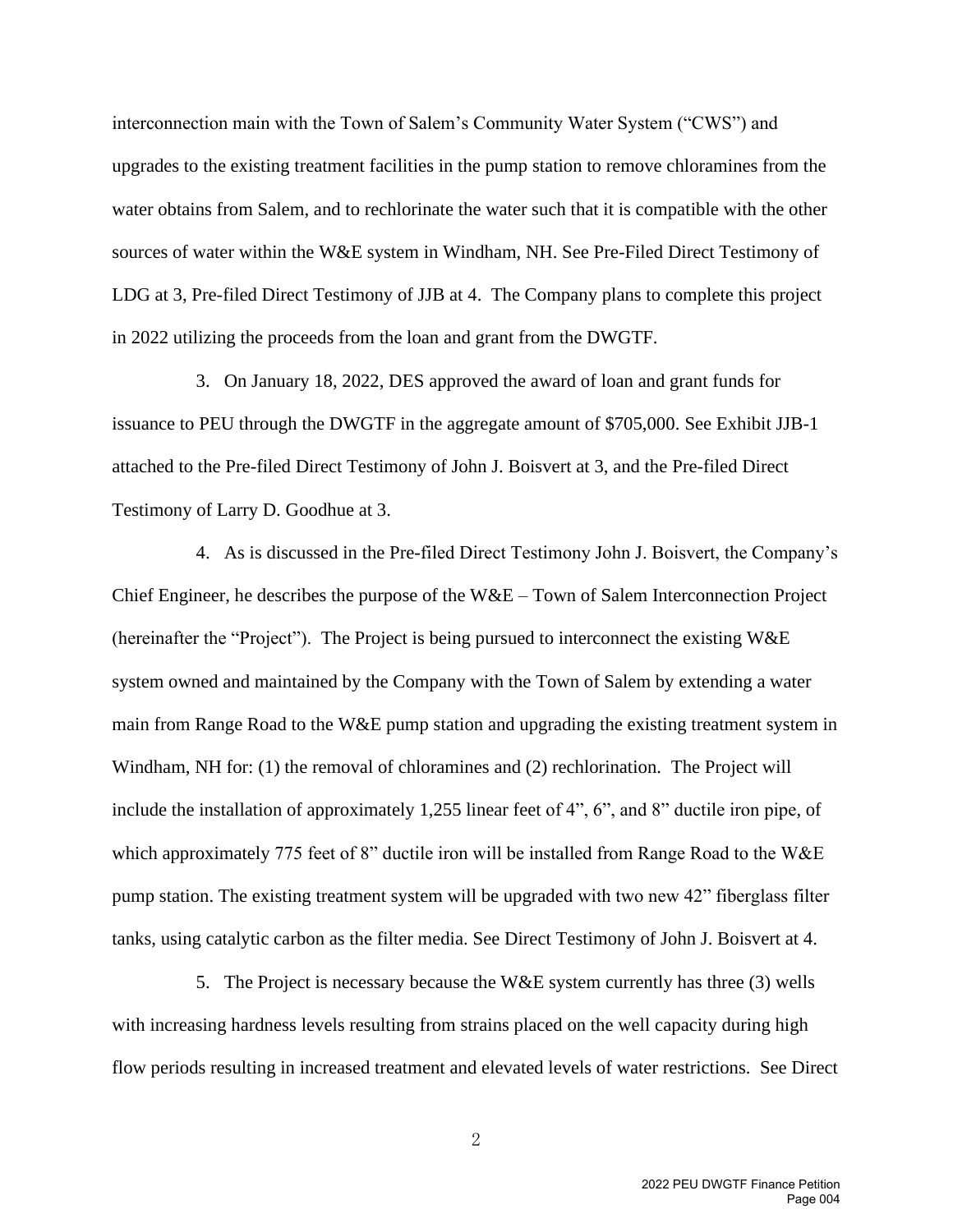interconnection main with the Town of Salem's Community Water System ("CWS") and upgrades to the existing treatment facilities in the pump station to remove chloramines from the water obtains from Salem, and to rechlorinate the water such that it is compatible with the other sources of water within the W&E system in Windham, NH. See Pre-Filed Direct Testimony of LDG at 3, Pre-filed Direct Testimony of JJB at 4. The Company plans to complete this project in 2022 utilizing the proceeds from the loan and grant from the DWGTF.

3. On January 18, 2022, DES approved the award of loan and grant funds for issuance to PEU through the DWGTF in the aggregate amount of $705,000. See Exhibit JJB-1 attached to the Pre-filed Direct Testimony of John J. Boisvert at 3, and the Pre-filed Direct Testimony of Larry D. Goodhue at 3.

4. As is discussed in the Pre-filed Direct Testimony John J. Boisvert, the Company's Chief Engineer, he describes the purpose of the W&E – Town of Salem Interconnection Project (hereinafter the "Project"). The Project is being pursued to interconnect the existing W&E system owned and maintained by the Company with the Town of Salem by extending a water main from Range Road to the W&E pump station and upgrading the existing treatment system in Windham, NH for: (1) the removal of chloramines and (2) rechlorination. The Project will include the installation of approximately 1,255 linear feet of 4", 6", and 8" ductile iron pipe, of which approximately 775 feet of 8" ductile iron will be installed from Range Road to the W&E pump station. The existing treatment system will be upgraded with two new 42" fiberglass filter tanks, using catalytic carbon as the filter media. See Direct Testimony of John J. Boisvert at 4.

5. The Project is necessary because the W&E system currently has three (3) wells with increasing hardness levels resulting from strains placed on the well capacity during high flow periods resulting in increased treatment and elevated levels of water restrictions. See Direct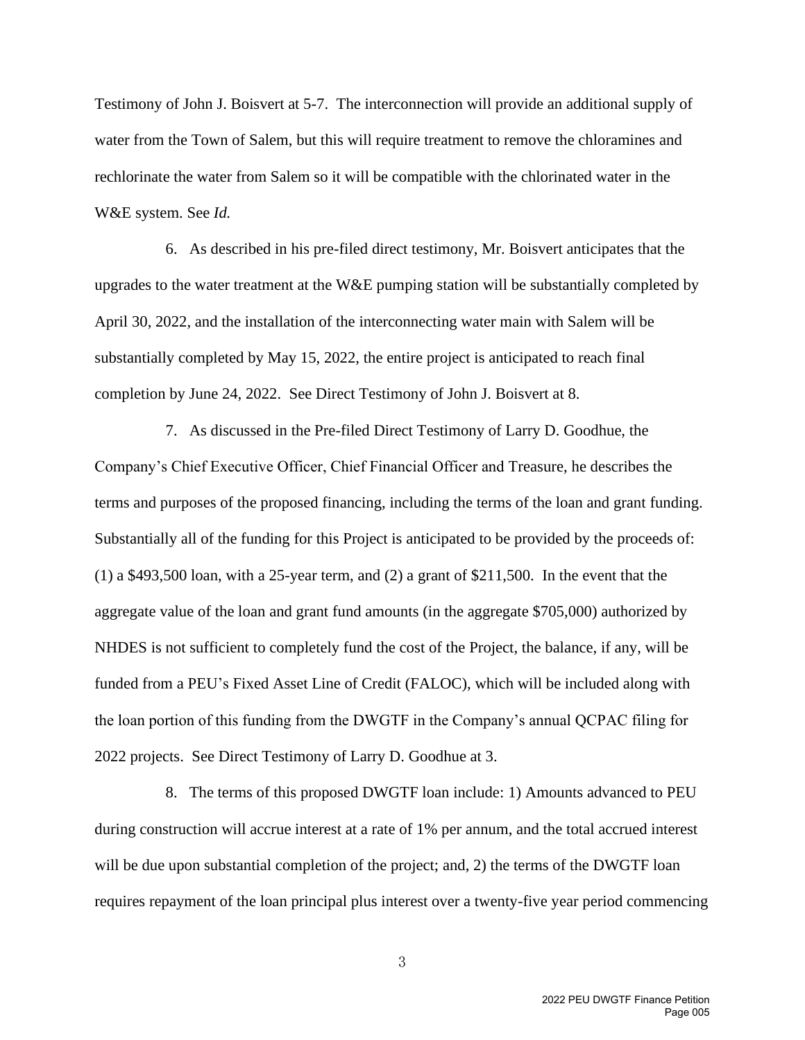Testimony of John J. Boisvert at 5-7. The interconnection will provide an additional supply of water from the Town of Salem, but this will require treatment to remove the chloramines and rechlorinate the water from Salem so it will be compatible with the chlorinated water in the W&E system. See *Id.*

6. As described in his pre-filed direct testimony, Mr. Boisvert anticipates that the upgrades to the water treatment at the W&E pumping station will be substantially completed by April 30, 2022, and the installation of the interconnecting water main with Salem will be substantially completed by May 15, 2022, the entire project is anticipated to reach final completion by June 24, 2022. See Direct Testimony of John J. Boisvert at 8.

7. As discussed in the Pre-filed Direct Testimony of Larry D. Goodhue, the Company's Chief Executive Officer, Chief Financial Officer and Treasure, he describes the terms and purposes of the proposed financing, including the terms of the loan and grant funding. Substantially all of the funding for this Project is anticipated to be provided by the proceeds of: (1) a $493,500 loan, with a 25-year term, and (2) a grant of $211,500. In the event that the aggregate value of the loan and grant fund amounts (in the aggregate $705,000) authorized by NHDES is not sufficient to completely fund the cost of the Project, the balance, if any, will be funded from a PEU's Fixed Asset Line of Credit (FALOC), which will be included along with the loan portion of this funding from the DWGTF in the Company's annual QCPAC filing for 2022 projects. See Direct Testimony of Larry D. Goodhue at 3.

8. The terms of this proposed DWGTF loan include: 1) Amounts advanced to PEU during construction will accrue interest at a rate of 1% per annum, and the total accrued interest will be due upon substantial completion of the project; and, 2) the terms of the DWGTF loan requires repayment of the loan principal plus interest over a twenty-five year period commencing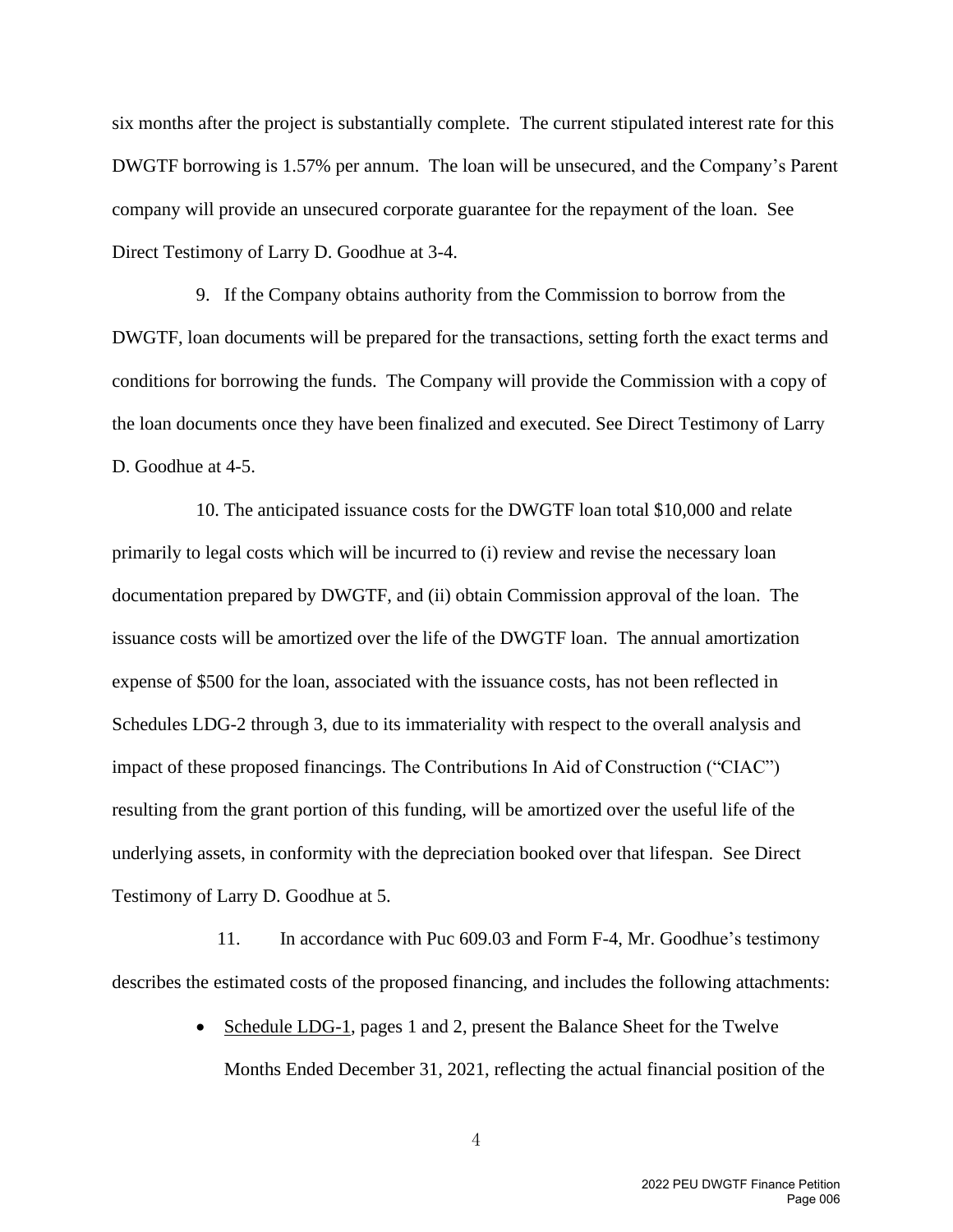six months after the project is substantially complete. The current stipulated interest rate for this DWGTF borrowing is 1.57% per annum. The loan will be unsecured, and the Company's Parent company will provide an unsecured corporate guarantee for the repayment of the loan. See Direct Testimony of Larry D. Goodhue at 3-4.

9. If the Company obtains authority from the Commission to borrow from the DWGTF, loan documents will be prepared for the transactions, setting forth the exact terms and conditions for borrowing the funds. The Company will provide the Commission with a copy of the loan documents once they have been finalized and executed. See Direct Testimony of Larry D. Goodhue at 4-5.

10. The anticipated issuance costs for the DWGTF loan total $10,000 and relate primarily to legal costs which will be incurred to (i) review and revise the necessary loan documentation prepared by DWGTF, and (ii) obtain Commission approval of the loan. The issuance costs will be amortized over the life of the DWGTF loan. The annual amortization expense of $500 for the loan, associated with the issuance costs, has not been reflected in Schedules LDG-2 through 3, due to its immateriality with respect to the overall analysis and impact of these proposed financings. The Contributions In Aid of Construction ("CIAC") resulting from the grant portion of this funding, will be amortized over the useful life of the underlying assets, in conformity with the depreciation booked over that lifespan. See Direct Testimony of Larry D. Goodhue at 5.

11. In accordance with Puc 609.03 and Form F-4, Mr. Goodhue's testimony describes the estimated costs of the proposed financing, and includes the following attachments:

- Schedule LDG-1, pages 1 and 2, present the Balance Sheet for the Twelve Months Ended December 31, 2021, reflecting the actual financial position of the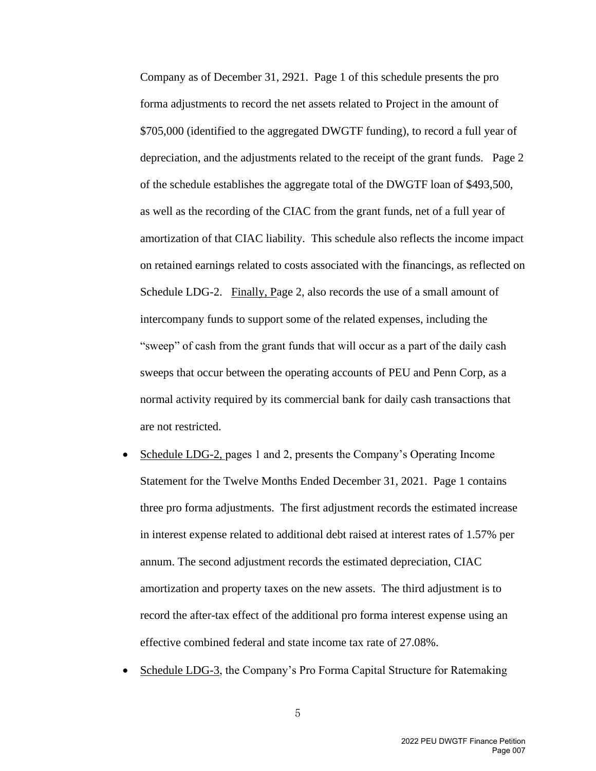Company as of December 31, 2921. Page 1 of this schedule presents the pro forma adjustments to record the net assets related to Project in the amount of $705,000 (identified to the aggregated DWGTF funding), to record a full year of depreciation, and the adjustments related to the receipt of the grant funds. Page 2 of the schedule establishes the aggregate total of the DWGTF loan of $493,500, as well as the recording of the CIAC from the grant funds, net of a full year of amortization of that CIAC liability. This schedule also reflects the income impact on retained earnings related to costs associated with the financings, as reflected on Schedule LDG-2. Finally, Page 2, also records the use of a small amount of intercompany funds to support some of the related expenses, including the "sweep" of cash from the grant funds that will occur as a part of the daily cash sweeps that occur between the operating accounts of PEU and Penn Corp, as a normal activity required by its commercial bank for daily cash transactions that are not restricted.

- Schedule LDG-2, pages 1 and 2, presents the Company's Operating Income Statement for the Twelve Months Ended December 31, 2021. Page 1 contains three pro forma adjustments. The first adjustment records the estimated increase in interest expense related to additional debt raised at interest rates of 1.57% per annum. The second adjustment records the estimated depreciation, CIAC amortization and property taxes on the new assets. The third adjustment is to record the after-tax effect of the additional pro forma interest expense using an effective combined federal and state income tax rate of 27.08%.
- Schedule LDG-3, the Company's Pro Forma Capital Structure for Ratemaking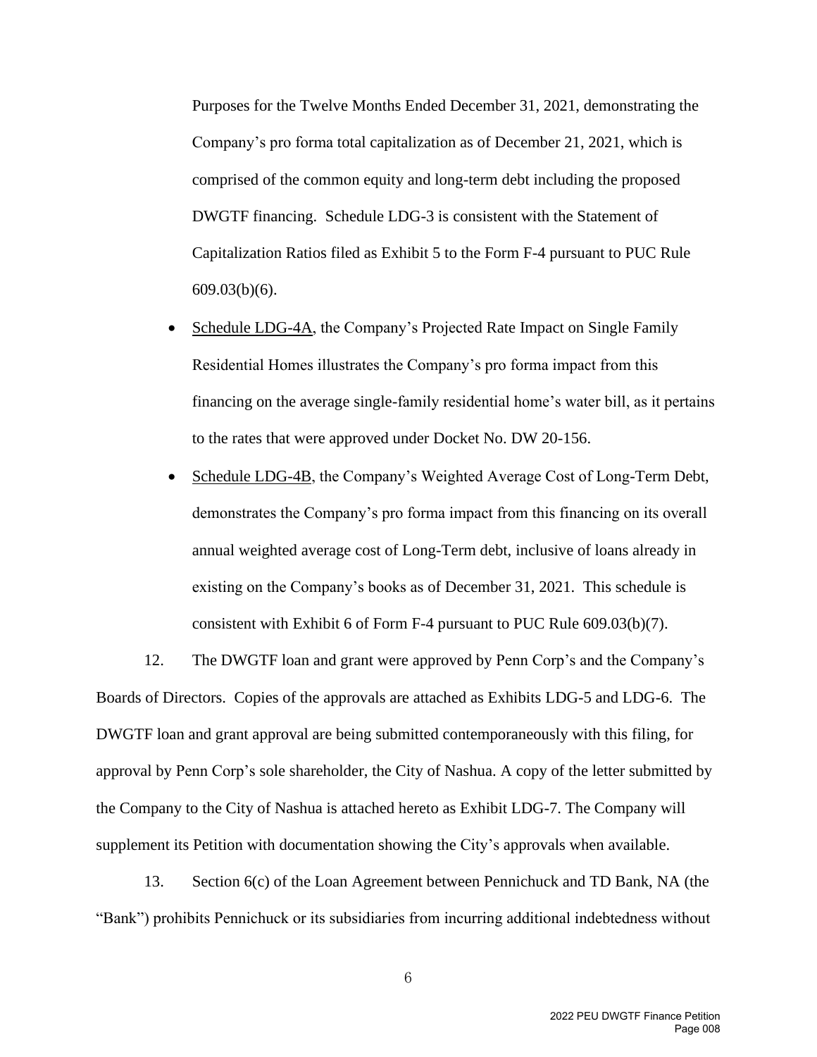Purposes for the Twelve Months Ended December 31, 2021, demonstrating the Company's pro forma total capitalization as of December 21, 2021, which is comprised of the common equity and long-term debt including the proposed DWGTF financing. Schedule LDG-3 is consistent with the Statement of Capitalization Ratios filed as Exhibit 5 to the Form F-4 pursuant to PUC Rule 609.03(b)(6).

- Schedule LDG-4A, the Company's Projected Rate Impact on Single Family Residential Homes illustrates the Company's pro forma impact from this financing on the average single-family residential home's water bill, as it pertains to the rates that were approved under Docket No. DW 20-156.
- Schedule LDG-4B, the Company's Weighted Average Cost of Long-Term Debt, demonstrates the Company's pro forma impact from this financing on its overall annual weighted average cost of Long-Term debt, inclusive of loans already in existing on the Company's books as of December 31, 2021. This schedule is consistent with Exhibit 6 of Form F-4 pursuant to PUC Rule 609.03(b)(7).

12. The DWGTF loan and grant were approved by Penn Corp's and the Company's Boards of Directors. Copies of the approvals are attached as Exhibits LDG-5 and LDG-6. The DWGTF loan and grant approval are being submitted contemporaneously with this filing, for approval by Penn Corp's sole shareholder, the City of Nashua. A copy of the letter submitted by the Company to the City of Nashua is attached hereto as Exhibit LDG-7. The Company will supplement its Petition with documentation showing the City's approvals when available.

13. Section 6(c) of the Loan Agreement between Pennichuck and TD Bank, NA (the "Bank") prohibits Pennichuck or its subsidiaries from incurring additional indebtedness without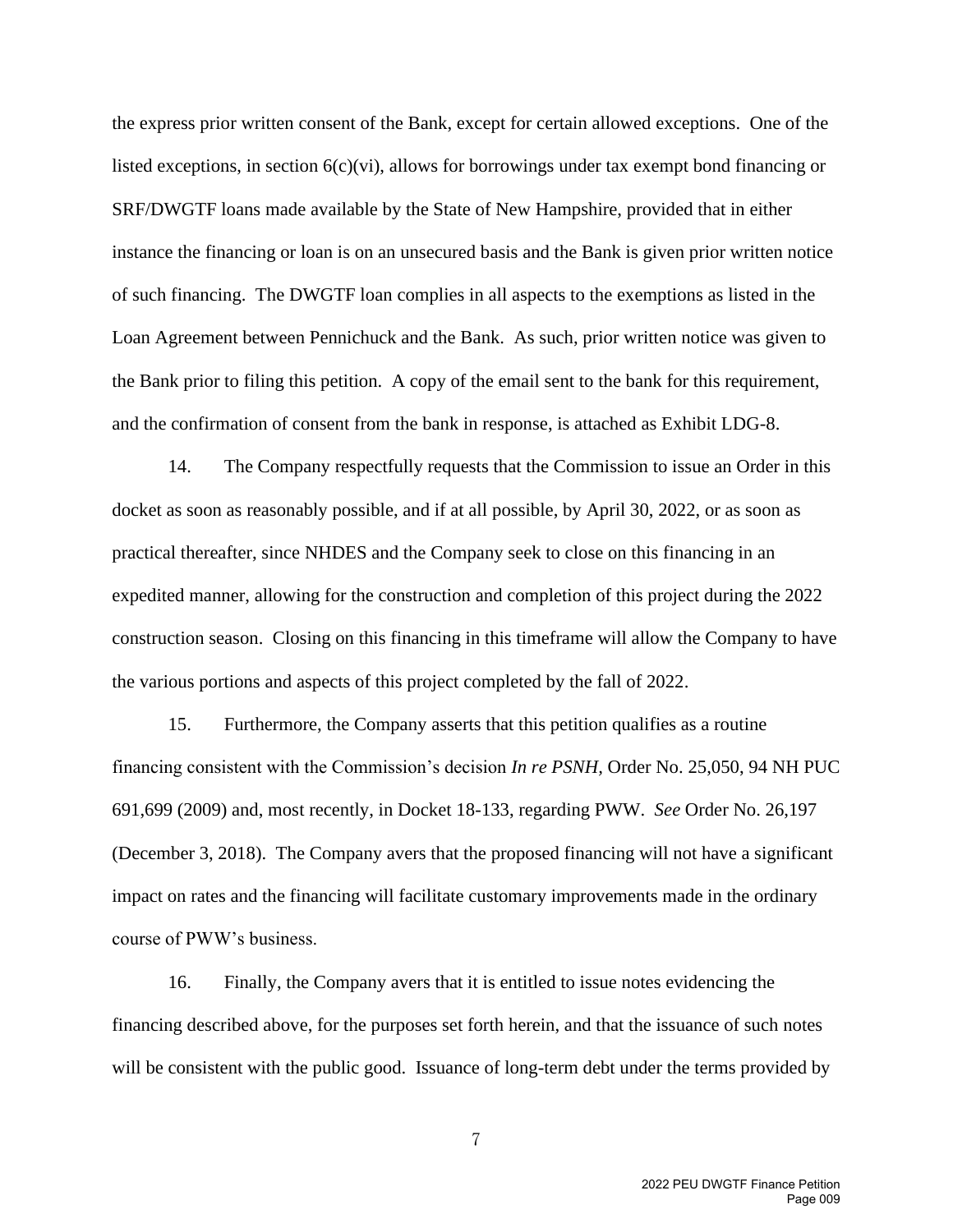the express prior written consent of the Bank, except for certain allowed exceptions. One of the listed exceptions, in section 6(c)(vi), allows for borrowings under tax exempt bond financing or SRF/DWGTF loans made available by the State of New Hampshire, provided that in either instance the financing or loan is on an unsecured basis and the Bank is given prior written notice of such financing. The DWGTF loan complies in all aspects to the exemptions as listed in the Loan Agreement between Pennichuck and the Bank. As such, prior written notice was given to the Bank prior to filing this petition. A copy of the email sent to the bank for this requirement, and the confirmation of consent from the bank in response, is attached as Exhibit LDG-8.

14. The Company respectfully requests that the Commission to issue an Order in this docket as soon as reasonably possible, and if at all possible, by April 30, 2022, or as soon as practical thereafter, since NHDES and the Company seek to close on this financing in an expedited manner, allowing for the construction and completion of this project during the 2022 construction season. Closing on this financing in this timeframe will allow the Company to have the various portions and aspects of this project completed by the fall of 2022.

15. Furthermore, the Company asserts that this petition qualifies as a routine financing consistent with the Commission's decision *In re PSNH*, Order No. 25,050, 94 NH PUC 691,699 (2009) and, most recently, in Docket 18-133, regarding PWW. *See* Order No. 26,197 (December 3, 2018). The Company avers that the proposed financing will not have a significant impact on rates and the financing will facilitate customary improvements made in the ordinary course of PWW's business.

16. Finally, the Company avers that it is entitled to issue notes evidencing the financing described above, for the purposes set forth herein, and that the issuance of such notes will be consistent with the public good. Issuance of long-term debt under the terms provided by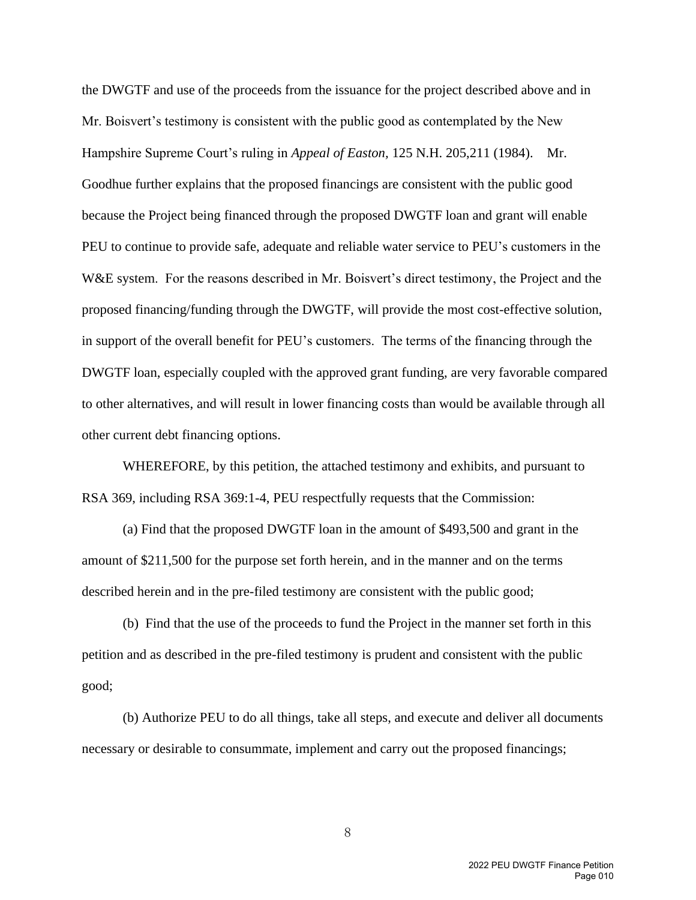the DWGTF and use of the proceeds from the issuance for the project described above and in Mr. Boisvert's testimony is consistent with the public good as contemplated by the New Hampshire Supreme Court's ruling in *Appeal of Easton*, 125 N.H. 205,211 (1984). Mr. Goodhue further explains that the proposed financings are consistent with the public good because the Project being financed through the proposed DWGTF loan and grant will enable PEU to continue to provide safe, adequate and reliable water service to PEU's customers in the W&E system. For the reasons described in Mr. Boisvert's direct testimony, the Project and the proposed financing/funding through the DWGTF, will provide the most cost-effective solution, in support of the overall benefit for PEU's customers. The terms of the financing through the DWGTF loan, especially coupled with the approved grant funding, are very favorable compared to other alternatives, and will result in lower financing costs than would be available through all other current debt financing options.

WHEREFORE, by this petition, the attached testimony and exhibits, and pursuant to RSA 369, including RSA 369:1-4, PEU respectfully requests that the Commission:

(a) Find that the proposed DWGTF loan in the amount of $493,500 and grant in the amount of $211,500 for the purpose set forth herein, and in the manner and on the terms described herein and in the pre-filed testimony are consistent with the public good;

(b) Find that the use of the proceeds to fund the Project in the manner set forth in this petition and as described in the pre-filed testimony is prudent and consistent with the public good;

(b) Authorize PEU to do all things, take all steps, and execute and deliver all documents necessary or desirable to consummate, implement and carry out the proposed financings;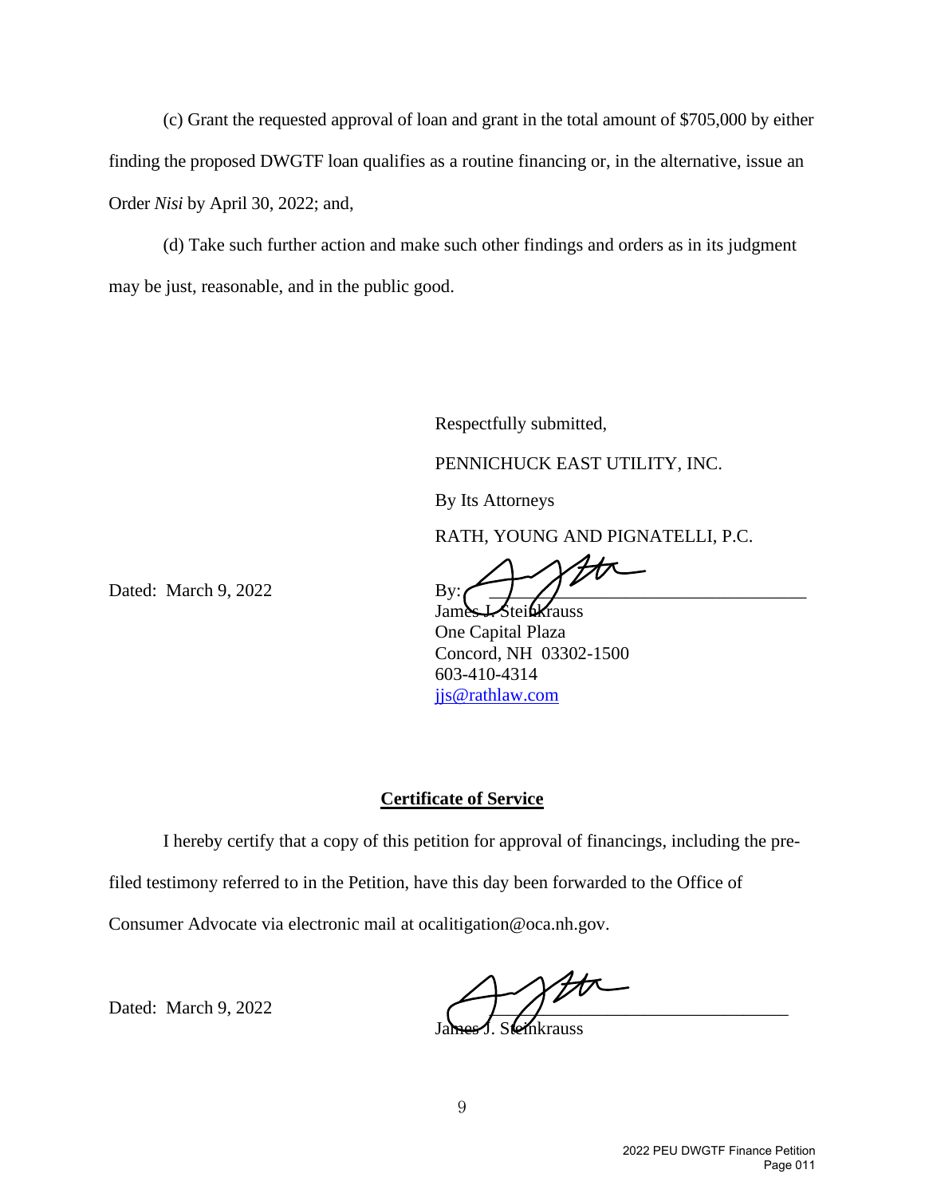(c) Grant the requested approval of loan and grant in the total amount of $705,000 by either finding the proposed DWGTF loan qualifies as a routine financing or, in the alternative, issue an Order *Nisi* by April 30, 2022; and,

(d) Take such further action and make such other findings and orders as in its judgment may be just, reasonable, and in the public good.

Respectfully submitted,

PENNICHUCK EAST UTILITY, INC.

By Its Attorneys

RATH, YOUNG AND PIGNATELLI, P.C.

Dated: March 9, 2022

By: ___________________________________
James J. Steinkrauss
One Capital Plaza
Concord, NH 03302-1500
603-410-4314
jjs@rathlaw.com

**Certificate of Service**

I hereby certify that a copy of this petition for approval of financings, including the pre-filed testimony referred to in the Petition, have this day been forwarded to the Office of Consumer Advocate via electronic mail at ocalitigation@oca.nh.gov.

Dated: March 9, 2022

___________________________________
James J. Steinkrauss

2022 PEU DWGTF Finance Petition
Page 011